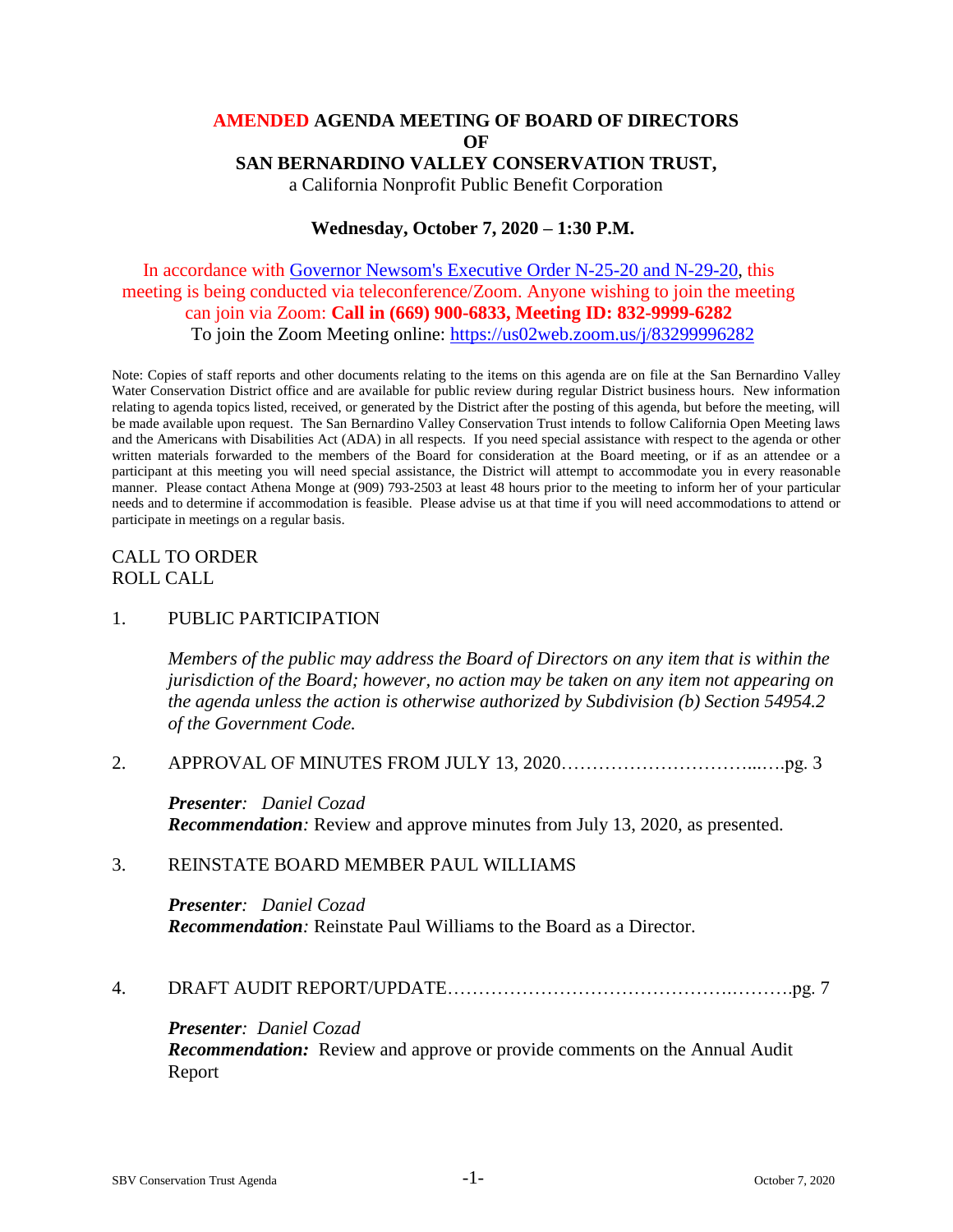# AMENDED AGENDA MEETING OF BOARD OF DIRECTORS OF SAN BERNARDINO VALLEY CONSERVATION TRUST,

a California Nonprofit Public Benefit Corporation

**Wednesday, October 7, 2020 – 1:30 P.M.**

In accordance with Governor Newsom's Executive Order N-25-20 and N-29-20, this meeting is being conducted via teleconference/Zoom. Anyone wishing to join the meeting can join via Zoom: **Call in (669) 900-6833, Meeting ID: 832-9999-6282**
To join the Zoom Meeting online: https://us02web.zoom.us/j/83299996282

Note: Copies of staff reports and other documents relating to the items on this agenda are on file at the San Bernardino Valley Water Conservation District office and are available for public review during regular District business hours. New information relating to agenda topics listed, received, or generated by the District after the posting of this agenda, but before the meeting, will be made available upon request. The San Bernardino Valley Conservation Trust intends to follow California Open Meeting laws and the Americans with Disabilities Act (ADA) in all respects. If you need special assistance with respect to the agenda or other written materials forwarded to the members of the Board for consideration at the Board meeting, or if as an attendee or a participant at this meeting you will need special assistance, the District will attempt to accommodate you in every reasonable manner. Please contact Athena Monge at (909) 793-2503 at least 48 hours prior to the meeting to inform her of your particular needs and to determine if accommodation is feasible. Please advise us at that time if you will need accommodations to attend or participate in meetings on a regular basis.

CALL TO ORDER
ROLL CALL

1. PUBLIC PARTICIPATION

   *Members of the public may address the Board of Directors on any item that is within the jurisdiction of the Board; however, no action may be taken on any item not appearing on the agenda unless the action is otherwise authorized by Subdivision (b) Section 54954.2 of the Government Code.*

2. APPROVAL OF MINUTES FROM JULY 13, 2020……………………………...….pg. 3

   ***Presenter**: Daniel Cozad*
   ***Recommendation**:* Review and approve minutes from July 13, 2020, as presented.

3. REINSTATE BOARD MEMBER PAUL WILLIAMS

   ***Presenter**: Daniel Cozad*
   ***Recommendation**:* Reinstate Paul Williams to the Board as a Director.

4. DRAFT AUDIT REPORT/UPDATE……………………………………….……….pg. 7

   ***Presenter**: Daniel Cozad*
   ***Recommendation:*** Review and approve or provide comments on the Annual Audit Report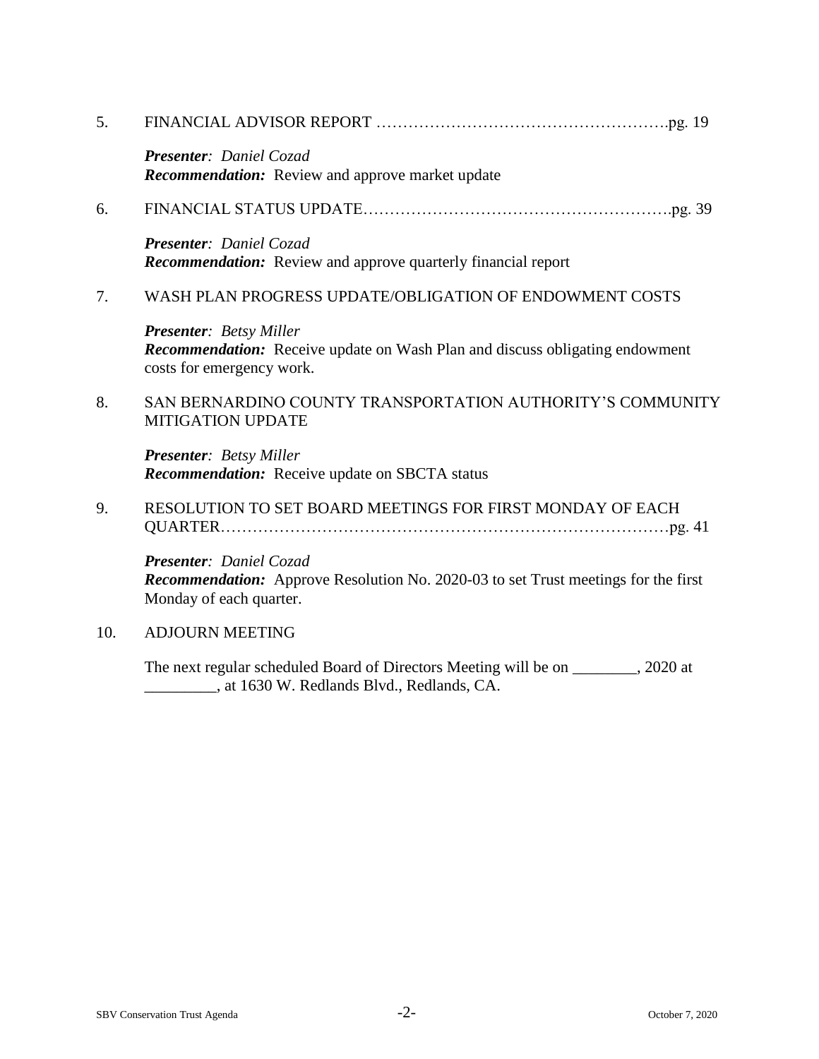5. FINANCIAL ADVISOR REPORT ……………………………………………….pg. 19

   ***Presenter**: Daniel Cozad*
   ***Recommendation:*** Review and approve market update

6. FINANCIAL STATUS UPDATE……………………………………………….pg. 39

   ***Presenter**: Daniel Cozad*
   ***Recommendation:*** Review and approve quarterly financial report

7. WASH PLAN PROGRESS UPDATE/OBLIGATION OF ENDOWMENT COSTS

   ***Presenter**: Betsy Miller*
   ***Recommendation:*** Receive update on Wash Plan and discuss obligating endowment costs for emergency work.

8. SAN BERNARDINO COUNTY TRANSPORTATION AUTHORITY'S COMMUNITY MITIGATION UPDATE

   ***Presenter**: Betsy Miller*
   ***Recommendation:*** Receive update on SBCTA status

9. RESOLUTION TO SET BOARD MEETINGS FOR FIRST MONDAY OF EACH QUARTER……………………………………………………………………pg. 41

   ***Presenter**: Daniel Cozad*
   ***Recommendation:*** Approve Resolution No. 2020-03 to set Trust meetings for the first Monday of each quarter.

10. ADJOURN MEETING

    The next regular scheduled Board of Directors Meeting will be on ________, 2020 at _________, at 1630 W. Redlands Blvd., Redlands, CA.